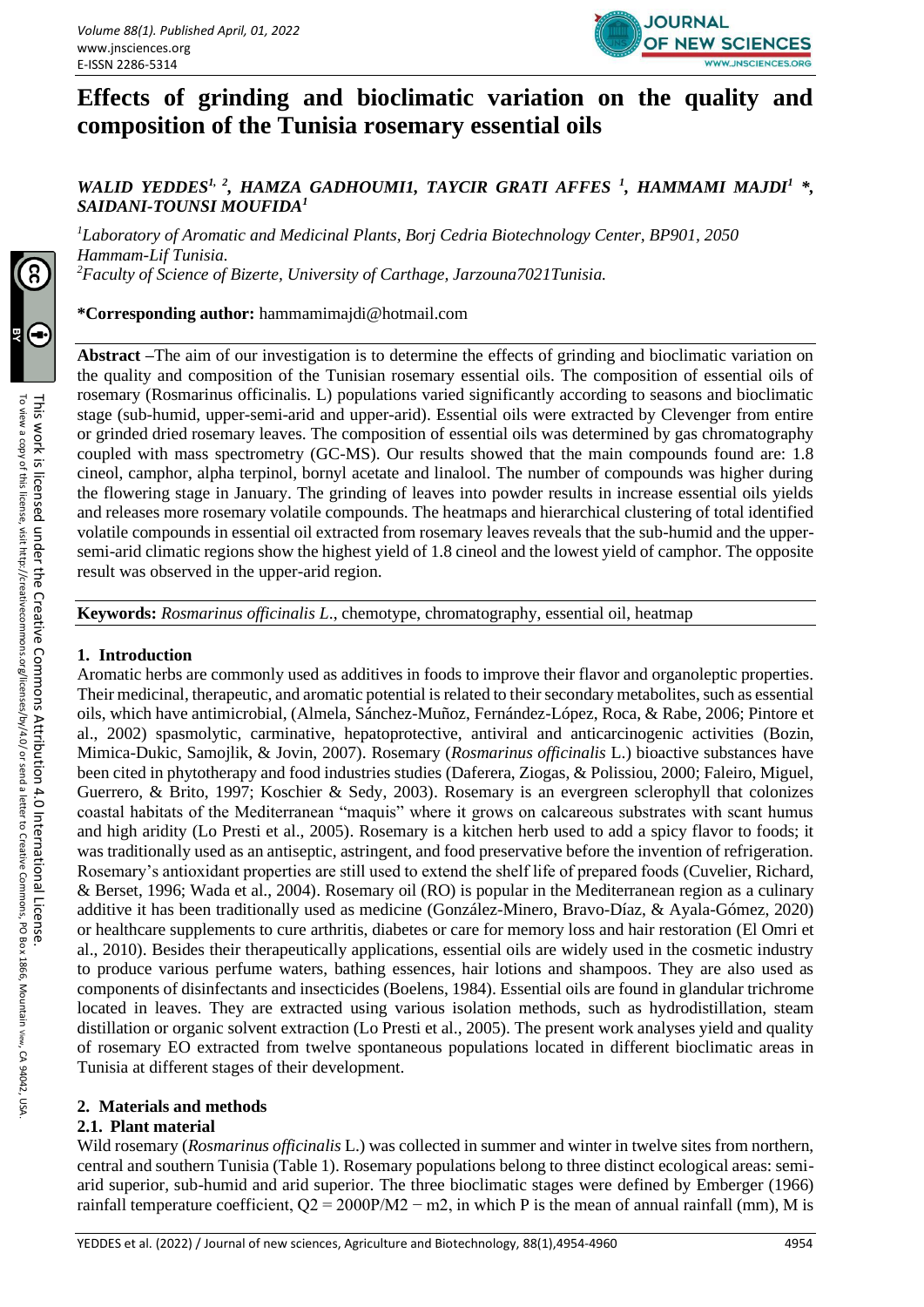# Effects of grinding and bioclimatic variation on the quality and composition of the Tunisia rosemary essential oils

***WALID YEDDES[1, 2], HAMZA GADHOUMI1, TAYCIR GRATI AFFES [1], HAMMAMI MAJDI[1] \*, SAIDANI-TOUNSI MOUFIDA[1]***

*[1]Laboratory of Aromatic and Medicinal Plants, Borj Cedria Biotechnology Center, BP901, 2050 Hammam-Lif Tunisia.*
*[2]Faculty of Science of Bizerte, University of Carthage, Jarzouna7021Tunisia.*

**\*Corresponding author:** hammamimajdi@hotmail.com

**Abstract** –The aim of our investigation is to determine the effects of grinding and bioclimatic variation on the quality and composition of the Tunisian rosemary varied essential oils. The composition of essential oils of rosemary (Rosmarinus officinalis. L) populations varied significantly according to seasons and bioclimatic stage (sub-humid, upper-semi-arid and upper-arid). Essential oils were extracted by Clevenger from entire or grinded dried rosemary leaves. The composition of essential oils was determined by gas chromatography coupled with mass spectrometry (GC-MS). Our results showed that the main compounds found are: 1.8 cineol, camphor, alpha terpinol, bornyl acetate and linalool. The number of compounds was higher during the flowering stage in January. The grinding of leaves into powder results in increase essential oils yields and releases more rosemary volatile compounds. The heatmaps and hierarchical clustering of total identified volatile compounds in essential oil extracted from rosemary leaves reveals that the sub-humid and the upper-semi-arid climatic regions show the highest yield of 1.8 cineol and the lowest yield of camphor. The opposite result was observed in the upper-arid region.

**Keywords:** *Rosmarinus officinalis L*., chemotype, chromatography, essential oil, heatmap

## 1. Introduction

Aromatic herbs are commonly used as additives in foods to improve their flavor and organoleptic properties. Their medicinal, therapeutic, and aromatic potential is related to their secondary metabolites, such as essential oils, which have antimicrobial, (Almela, Sánchez-Muñoz, Fernández-López, Roca, & Rabe, 2006; Pintore et al., 2002) spasmolytic, carminative, hepatoprotective, antiviral and anticarcinogenic activities (Bozin, Mimica-Dukic, Samojlik, & Jovin, 2007). Rosemary (*Rosmarinus officinalis* L.) bioactive substances have been cited in phytotherapy and food industries studies (Daferera, Ziogas, & Polissiou, 2000; Faleiro, Miguel, Guerrero, & Brito, 1997; Koschier & Sedy, 2003). Rosemary is an evergreen sclerophyll that colonizes coastal habitats of the Mediterranean "maquis" where it grows on calcareous substrates with scant humus and high aridity (Lo Presti et al., 2005). Rosemary is a kitchen herb used to add a spicy flavor to foods; it was traditionally used as an antiseptic, astringent, and food preservative before the invention of refrigeration. Rosemary's antioxidant properties are still used to extend the shelf life of prepared foods (Cuvelier, Richard, & Berset, 1996; Wada et al., 2004). Rosemary oil (RO) is popular in the Mediterranean region as a culinary additive it has been traditionally used as medicine (González-Minero, Bravo-Díaz, & Ayala-Gómez, 2020) or healthcare supplements to cure arthritis, diabetes or care for memory loss and hair restoration (El Omri et al., 2010). Besides their therapeutically applications, essential oils are widely used in the cosmetic industry to produce various perfume waters, bathing essences, hair lotions and shampoos. They are also used as components of disinfectants and insecticides (Boelens, 1984). Essential oils are found in glandular trichrome located in leaves. They are extracted using various isolation methods, such as hydrodistillation, steam distillation or organic solvent extraction (Lo Presti et al., 2005). The present work analyses yield and quality of rosemary EO extracted from twelve spontaneous populations located in different bioclimatic areas in Tunisia at different stages of their development.

## 2. Materials and methods

### 2.1. Plant material

Wild rosemary (*Rosmarinus officinalis* L.) was collected in summer and winter in twelve sites from northern, central and southern Tunisia (Table 1). Rosemary populations belong to three distinct ecological areas: semi-arid superior, sub-humid and arid superior. The three bioclimatic stages were defined by Emberger (1966) rainfall temperature coefficient, $Q2 = 2000P/M2 − m2$, in which P is the mean of annual rainfall (mm), M is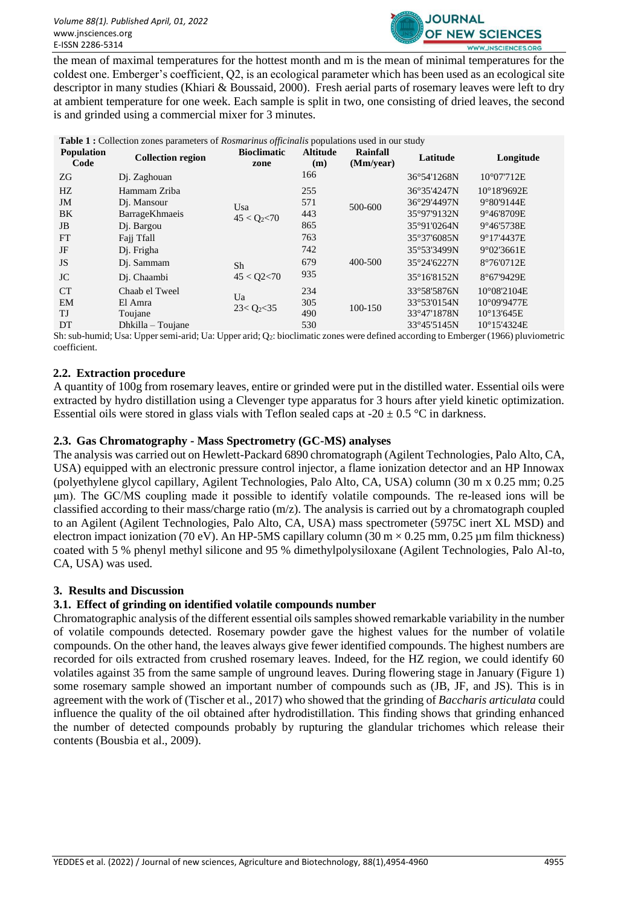the mean of maximal temperatures for the hottest month and m is the mean of minimal temperatures for the coldest one. Emberger's coefficient, Q2, is an ecological parameter which has been used as an ecological site descriptor in many studies (Khiari & Boussaid, 2000). Fresh aerial parts of rosemary leaves were left to dry at ambient temperature for one week. Each sample is split in two, one consisting of dried leaves, the second is and grinded using a commercial mixer for 3 minutes.

**Table 1 :** Collection zones parameters of *Rosmarinus officinalis* populations used in our study

| Population Code | Collection region | Bioclimatic zone | Altitude (m) | Rainfall (Mm/year) | Latitude | Longitude |
|---|---|---|---|---|---|---|
| ZG | Dj. Zaghouan | Usa $45 < Q_2 < 70$ | 166 | 500-600 | 36°54'1268N | 10°07'712E |
| HZ | Hammam Zriba | | 255 | | 36°35'4247N | 10°18'9692E |
| JM | Dj. Mansour | | 571 | | 36°29'4497N | 9°80'9144E |
| BK | BarrageKhmaeis | | 443 | | 35°97'9132N | 9°46'8709E |
| JB | Dj. Bargou | | 865 | | 35°91'0264N | 9°46'5738E |
| FT | Fajj Tfall | Sh $45 < Q2 < 70$ | 763 | 400-500 | 35°37'6085N | 9°17'4437E |
| JF | Dj. Frigha | | 742 | | 35°53'3499N | 9°02'3661E |
| JS | Dj. Sammam | | 679 | | 35°24'6227N | 8°76'0712E |
| JC | Dj. Chaambi | | 935 | | 35°16'8152N | 8°67'9429E |
| CT | Chaab el Tweel | Ua $23 < Q_2 < 35$ | 234 | 100-150 | 33°58'5876N | 10°08'2104E |
| EM | El Amra | | 305 | | 33°53'0154N | 10°09'9477E |
| TJ | Toujane | | 490 | | 33°47'1878N | 10°13'645E |
| DT | Dhkilla – Toujane | | 530 | | 33°45'5145N | 10°15'4324E |

Sh: sub-humid; Usa: Upper semi-arid; Ua: Upper arid; $Q_2$: bioclimatic zones were defined according to Emberger (1966) pluviometric coefficient.

### 2.2. Extraction procedure

A quantity of 100g from rosemary leaves, entire or grinded were put in the distilled water. Essential oils were extracted by hydro distillation using a Clevenger type apparatus for 3 hours after yield kinetic optimization. Essential oils were stored in glass vials with Teflon sealed caps at $-20 \pm 0.5$ °C in darkness.

### 2.3. Gas Chromatography - Mass Spectrometry (GC-MS) analyses

The analysis was carried out on Hewlett-Packard 6890 chromatograph (Agilent Technologies, Palo Alto, CA, USA) equipped with an electronic pressure control injector, a flame ionization detector and an HP Innowax (polyethylene glycol capillary, Agilent Technologies, Palo Alto, CA, USA) column (30 m x 0.25 mm; 0.25 μm). The GC/MS coupling made it possible to identify volatile compounds. The re-leased ions will be classified according to their mass/charge ratio (m/z). The analysis is carried out by a chromatograph coupled to an Agilent (Agilent Technologies, Palo Alto, CA, USA) mass spectrometer (5975C inert XL MSD) and electron impact ionization (70 eV). An HP-5MS capillary column (30 m × 0.25 mm, 0.25 μm film thickness) coated with 5 % phenyl methyl silicone and 95 % dimethylpolysiloxane (Agilent Technologies, Palo Al-to, CA, USA) was used.

## 3. Results and Discussion

### 3.1. Effect of grinding on identified volatile compounds number

Chromatographic analysis of the different essential oils samples showed remarkable variability in the number of volatile compounds detected. Rosemary powder gave the highest values for the number of volatile compounds. On the other hand, the leaves always give fewer identified compounds. The highest numbers are recorded for oils extracted from crushed rosemary leaves. Indeed, for the HZ region, we could identify 60 volatiles against 35 from the same sample of unground leaves. During flowering stage in January (Figure 1) some rosemary sample showed an important number of compounds such as (JB, JF, and JS). This is in agreement with the work of (Tischer et al., 2017) who showed that the grinding of *Baccharis articulata* could influence the quality of the oil obtained after hydrodistillation. This finding shows that grinding enhanced the number of detected compounds probably by rupturing the glandular trichomes which release their contents (Bousbia et al., 2009).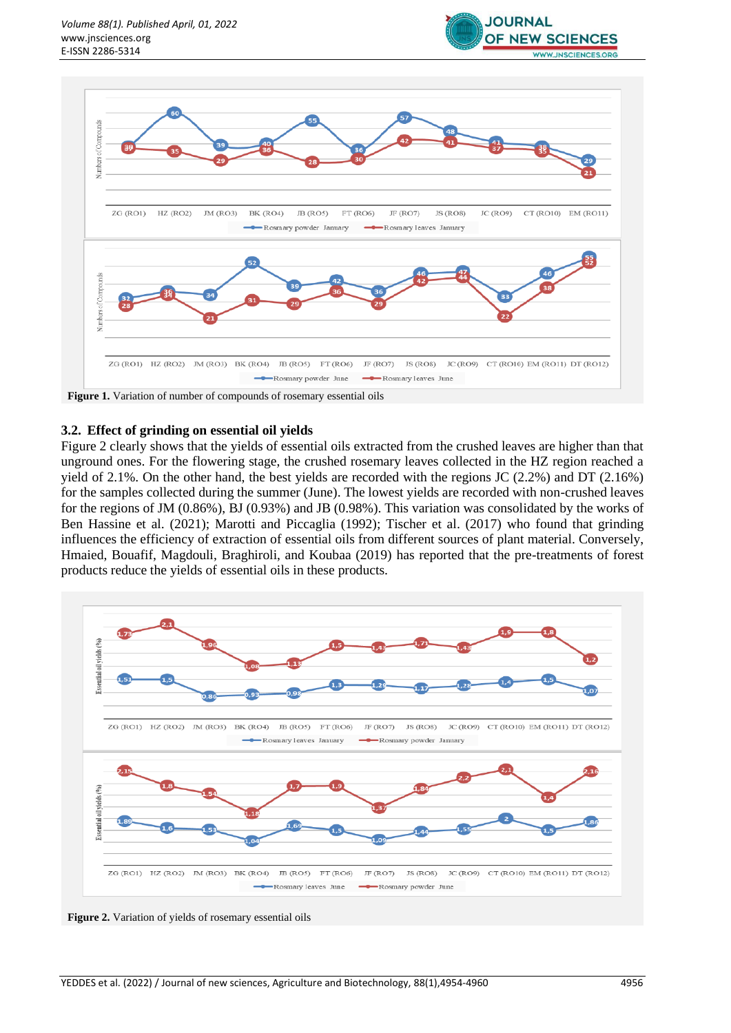**Figure 1.** Variation of number of compounds of rosemary essential oils

## 3.2. Effect of grinding on essential oil yields

Figure 2 clearly shows that the yields of essential oils extracted from the crushed leaves are higher than that unground ones. For the flowering stage, the crushed rosemary leaves collected in the HZ region reached a yield of 2.1%. On the other hand, the best yields are recorded with the regions JC (2.2%) and DT (2.16%) for the samples collected during the summer (June). The lowest yields are recorded with non-crushed leaves for the regions of JM (0.86%), BJ (0.93%) and JB (0.98%). This variation was consolidated by the works of Ben Hassine et al. (2021); Marotti and Piccaglia (1992); Tischer et al. (2017) who found that grinding influences the efficiency of extraction of essential oils from different sources of plant material. Conversely, Hmaied, Bouafif, Magdouli, Braghiroli, and Koubaa (2019) has reported that the pre-treatments of forest products reduce the yields of essential oils in these products.

**Figure 2.** Variation of yields of rosemary essential oils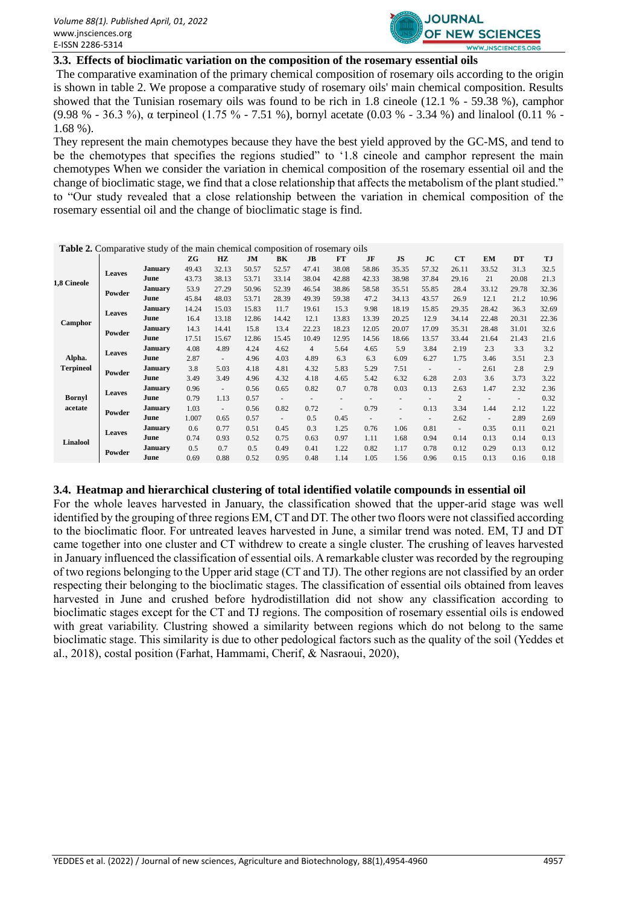### 3.3. Effects of bioclimatic variation on the composition of the rosemary essential oils

The comparative examination of the primary chemical composition of rosemary oils according to the origin is shown in table 2. We propose a comparative study of rosemary oils' main chemical composition. Results showed that the Tunisian rosemary oils was found to be rich in 1.8 cineole (12.1 % - 59.38 %), camphor (9.98 % - 36.3 %), α terpineol (1.75 % - 7.51 %), bornyl acetate (0.03 % - 3.34 %) and linalool (0.11 % - 1.68 %).

They represent the main chemotypes because they have the best yield approved by the GC-MS, and tend to be the chemotypes that specifies the regions studied" to '1.8 cineole and camphor represent the main chemotypes When we consider the variation in chemical composition of the rosemary essential oil and the change of bioclimatic stage, we find that a close relationship that affects the metabolism of the plant studied." to "Our study revealed that a close relationship between the variation in chemical composition of the rosemary essential oil and the change of bioclimatic stage is find.

**Table 2.** Comparative study of the main chemical composition of rosemary oils

| | | | ZG | HZ | JM | BK | JB | FT | JF | JS | JC | CT | EM | DT | TJ |
|---|---|---|---|---|---|---|---|---|---|---|---|---|---|---|---|
| 1,8 Cineole | Leaves | January | 49.43 | 32.13 | 50.57 | 52.57 | 47.41 | 38.08 | 58.86 | 35.35 | 57.32 | 26.11 | 33.52 | 31.3 | 32.5 |
| | | June | 43.73 | 38.13 | 53.71 | 33.14 | 38.04 | 42.88 | 42.33 | 38.98 | 37.84 | 29.16 | 21 | 20.08 | 21.3 |
| | Powder | January | 53.9 | 27.29 | 50.96 | 52.39 | 46.54 | 38.86 | 58.58 | 35.51 | 55.85 | 28.4 | 33.12 | 29.78 | 32.36 |
| | | June | 45.84 | 48.03 | 53.71 | 28.39 | 49.39 | 59.38 | 47.2 | 34.13 | 43.57 | 26.9 | 12.1 | 21.2 | 10.96 |
| Camphor | Leaves | January | 14.24 | 15.03 | 15.83 | 11.7 | 19.61 | 15.3 | 9.98 | 18.19 | 15.85 | 29.35 | 28.42 | 36.3 | 32.69 |
| | | June | 16.4 | 13.18 | 12.86 | 14.42 | 12.1 | 13.83 | 13.39 | 20.25 | 12.9 | 34.14 | 22.48 | 20.31 | 22.36 |
| | Powder | January | 14.3 | 14.41 | 15.8 | 13.4 | 22.23 | 18.23 | 12.05 | 20.07 | 17.09 | 35.31 | 28.48 | 31.01 | 32.6 |
| | | June | 17.51 | 15.67 | 12.86 | 15.45 | 10.49 | 12.95 | 14.56 | 18.66 | 13.57 | 33.44 | 21.64 | 21.43 | 21.6 |
| Alpha. Terpineol | Leaves | January | 4.08 | 4.89 | 4.24 | 4.62 | 4 | 5.64 | 4.65 | 5.9 | 3.84 | 2.19 | 2.3 | 3.3 | 3.2 |
| | | June | 2.87 | - | 4.96 | 4.03 | 4.89 | 6.3 | 6.3 | 6.09 | 6.27 | 1.75 | 3.46 | 3.51 | 2.3 |
| | Powder | January | 3.8 | 5.03 | 4.18 | 4.81 | 4.32 | 5.83 | 5.29 | 7.51 | - | - | 2.61 | 2.8 | 2.9 |
| | | June | 3.49 | 3.49 | 4.96 | 4.32 | 4.18 | 4.65 | 5.42 | 6.32 | 6.28 | 2.03 | 3.6 | 3.73 | 3.22 |
| Bornyl acetate | Leaves | January | 0.96 | - | 0.56 | 0.65 | 0.82 | 0.7 | 0.78 | 0.03 | 0.13 | 2.63 | 1.47 | 2.32 | 2.36 |
| | | June | 0.79 | 1.13 | 0.57 | - | - | - | - | - | - | 2 | - | - | 0.32 |
| | Powder | January | 1.03 | - | 0.56 | 0.82 | 0.72 | - | 0.79 | - | 0.13 | 3.34 | 1.44 | 2.12 | 1.22 |
| | | June | 1.007 | 0.65 | 0.57 | - | 0.5 | 0.45 | - | - | - | 2.62 | - | 2.89 | 2.69 |
| Linalool | Leaves | January | 0.6 | 0.77 | 0.51 | 0.45 | 0.3 | 1.25 | 0.76 | 1.06 | 0.81 | - | 0.35 | 0.11 | 0.21 |
| | | June | 0.74 | 0.93 | 0.52 | 0.75 | 0.63 | 0.97 | 1.11 | 1.68 | 0.94 | 0.14 | 0.13 | 0.14 | 0.13 |
| | Powder | January | 0.5 | 0.7 | 0.5 | 0.49 | 0.41 | 1.22 | 0.82 | 1.17 | 0.78 | 0.12 | 0.29 | 0.13 | 0.12 |
| | | June | 0.69 | 0.88 | 0.52 | 0.95 | 0.48 | 1.14 | 1.05 | 1.56 | 0.96 | 0.15 | 0.13 | 0.16 | 0.18 |

### 3.4. Heatmap and hierarchical clustering of total identified volatile compounds in essential oil

For the whole leaves harvested in January, the classification showed that the upper-arid stage was well identified by the grouping of three regions EM, CT and DT. The other two floors were not classified according to the bioclimatic floor. For untreated leaves harvested in June, a similar trend was noted. EM, TJ and DT came together into one cluster and CT withdrew to create a single cluster. The crushing of leaves harvested in January influenced the classification of essential oils. A remarkable cluster was recorded by the regrouping of two regions belonging to the Upper arid stage (CT and TJ). The other regions are not classified by an order respecting their belonging to the bioclimatic stages. The classification of essential oils obtained from leaves harvested in June and crushed before hydrodistillation did not show any classification according to bioclimatic stages except for the CT and TJ regions. The composition of rosemary essential oils is endowed with great variability. Clustring showed a similarity between regions which do not belong to the same bioclimatic stage. This similarity is due to other pedological factors such as the quality of the soil (Yeddes et al., 2018), costal position (Farhat, Hammami, Cherif, & Nasraoui, 2020),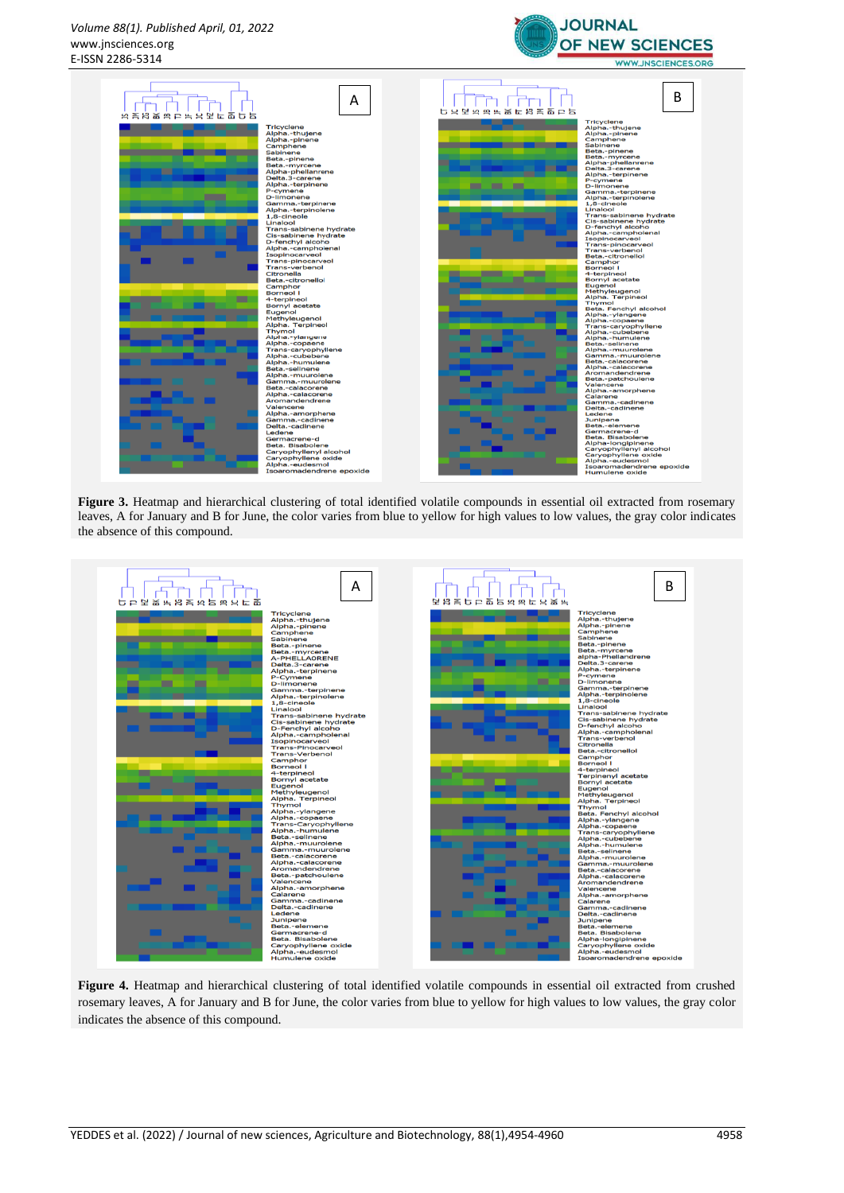**Figure 3.** Heatmap and hierarchical clustering of total identified volatile compounds in essential oil extracted from rosemary leaves, A for January and B for June, the color varies from blue to yellow for high values to low values, the gray color indicates the absence of this compound.

**Figure 4.** Heatmap and hierarchical clustering of total identified volatile compounds in essential oil extracted from crushed rosemary leaves, A for January and B for June, the color varies from blue to yellow for high values to low values, the gray color indicates the absence of this compound.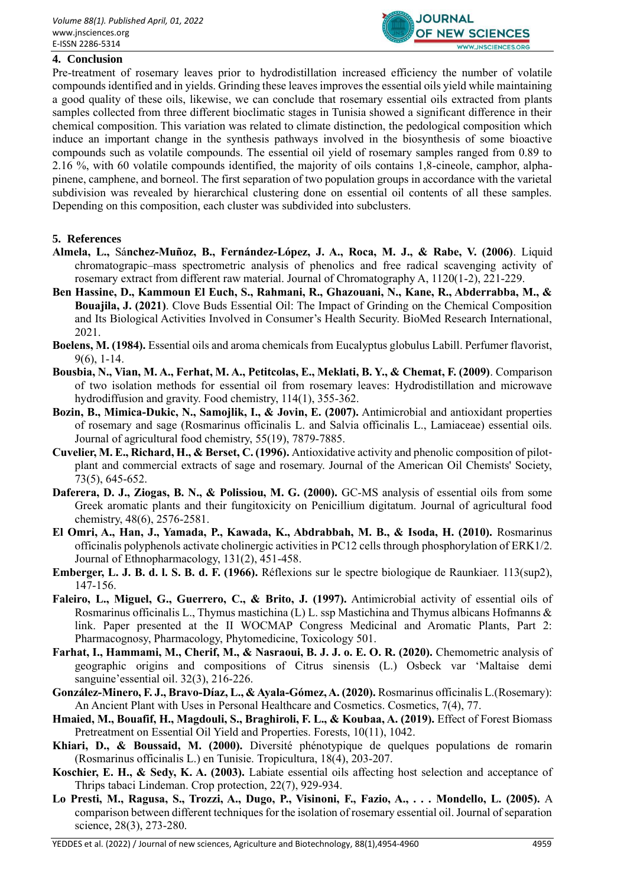## 4. Conclusion

Pre-treatment of rosemary leaves prior to hydrodistillation increased efficiency the number of volatile compounds identified and in yields. Grinding these leaves improves the essential oils yield while maintaining a good quality of these oils, likewise, we can conclude that rosemary essential oils extracted from plants samples collected from three different bioclimatic stages in Tunisia showed a significant difference in their chemical composition. This variation was related to climate distinction, the pedological composition which induce an important change in the synthesis pathways involved in the biosynthesis of some bioactive compounds such as volatile compounds. The essential oil yield of rosemary samples ranged from 0.89 to 2.16 %, with 60 volatile compounds identified, the majority of oils contains 1,8-cineole, camphor, alpha-pinene, camphene, and borneol. The first separation of two population groups in accordance with the varietal subdivision was revealed by hierarchical clustering done on essential oil contents of all these samples. Depending on this composition, each cluster was subdivided into subclusters.

## 5. References

**Almela, L., Sánchez-Muñoz, B., Fernández-López, J. A., Roca, M. J., & Rabe, V. (2006)**. Liquid chromatograpic–mass spectrometric analysis of phenolics and free radical scavenging activity of rosemary extract from different raw material. Journal of Chromatography A, 1120(1-2), 221-229.

**Ben Hassine, D., Kammoun El Euch, S., Rahmani, R., Ghazouani, N., Kane, R., Abderrabba, M., & Bouajila, J. (2021)**. Clove Buds Essential Oil: The Impact of Grinding on the Chemical Composition and Its Biological Activities Involved in Consumer's Health Security. BioMed Research International, 2021.

**Boelens, M. (1984).** Essential oils and aroma chemicals from Eucalyptus globulus Labill. Perfumer flavorist, 9(6), 1-14.

**Bousbia, N., Vian, M. A., Ferhat, M. A., Petitcolas, E., Meklati, B. Y., & Chemat, F. (2009)**. Comparison of two isolation methods for essential oil from rosemary leaves: Hydrodistillation and microwave hydrodiffusion and gravity. Food chemistry, 114(1), 355-362.

**Bozin, B., Mimica-Dukic, N., Samojlik, I., & Jovin, E. (2007).** Antimicrobial and antioxidant properties of rosemary and sage (Rosmarinus officinalis L. and Salvia officinalis L., Lamiaceae) essential oils. Journal of agricultural food chemistry, 55(19), 7879-7885.

**Cuvelier, M. E., Richard, H., & Berset, C. (1996).** Antioxidative activity and phenolic composition of pilot-plant and commercial extracts of sage and rosemary. Journal of the American Oil Chemists' Society, 73(5), 645-652.

**Daferera, D. J., Ziogas, B. N., & Polissiou, M. G. (2000).** GC-MS analysis of essential oils from some Greek aromatic plants and their fungitoxicity on Penicillium digitatum. Journal of agricultural food chemistry, 48(6), 2576-2581.

**El Omri, A., Han, J., Yamada, P., Kawada, K., Abdrabbah, M. B., & Isoda, H. (2010).** Rosmarinus officinalis polyphenols activate cholinergic activities in PC12 cells through phosphorylation of ERK1/2. Journal of Ethnopharmacology, 131(2), 451-458.

**Emberger, L. J. B. d. l. S. B. d. F. (1966).** Réflexions sur le spectre biologique de Raunkiaer. 113(sup2), 147-156.

**Faleiro, L., Miguel, G., Guerrero, C., & Brito, J. (1997).** Antimicrobial activity of essential oils of Rosmarinus officinalis L., Thymus mastichina (L) L. ssp Mastichina and Thymus albicans Hofmanns & link. Paper presented at the II WOCMAP Congress Medicinal and Aromatic Plants, Part 2: Pharmacognosy, Pharmacology, Phytomedicine, Toxicology 501.

**Farhat, I., Hammami, M., Cherif, M., & Nasraoui, B. J. J. o. E. O. R. (2020).** Chemometric analysis of geographic origins and compositions of Citrus sinensis (L.) Osbeck var 'Maltaise demi sanguine'essential oil. 32(3), 216-226.

**González-Minero, F. J., Bravo-Díaz, L., & Ayala-Gómez, A. (2020).** Rosmarinus officinalis L.(Rosemary): An Ancient Plant with Uses in Personal Healthcare and Cosmetics. Cosmetics, 7(4), 77.

**Hmaied, M., Bouafif, H., Magdouli, S., Braghiroli, F. L., & Koubaa, A. (2019).** Effect of Forest Biomass Pretreatment on Essential Oil Yield and Properties. Forests, 10(11), 1042.

**Khiari, D., & Boussaid, M. (2000).** Diversité phénotypique de quelques populations de romarin (Rosmarinus officinalis L.) en Tunisie. Tropicultura, 18(4), 203-207.

**Koschier, E. H., & Sedy, K. A. (2003).** Labiate essential oils affecting host selection and acceptance of Thrips tabaci Lindeman. Crop protection, 22(7), 929-934.

**Lo Presti, M., Ragusa, S., Trozzi, A., Dugo, P., Visinoni, F., Fazio, A., . . . Mondello, L. (2005).** A comparison between different techniques for the isolation of rosemary essential oil. Journal of separation science, 28(3), 273-280.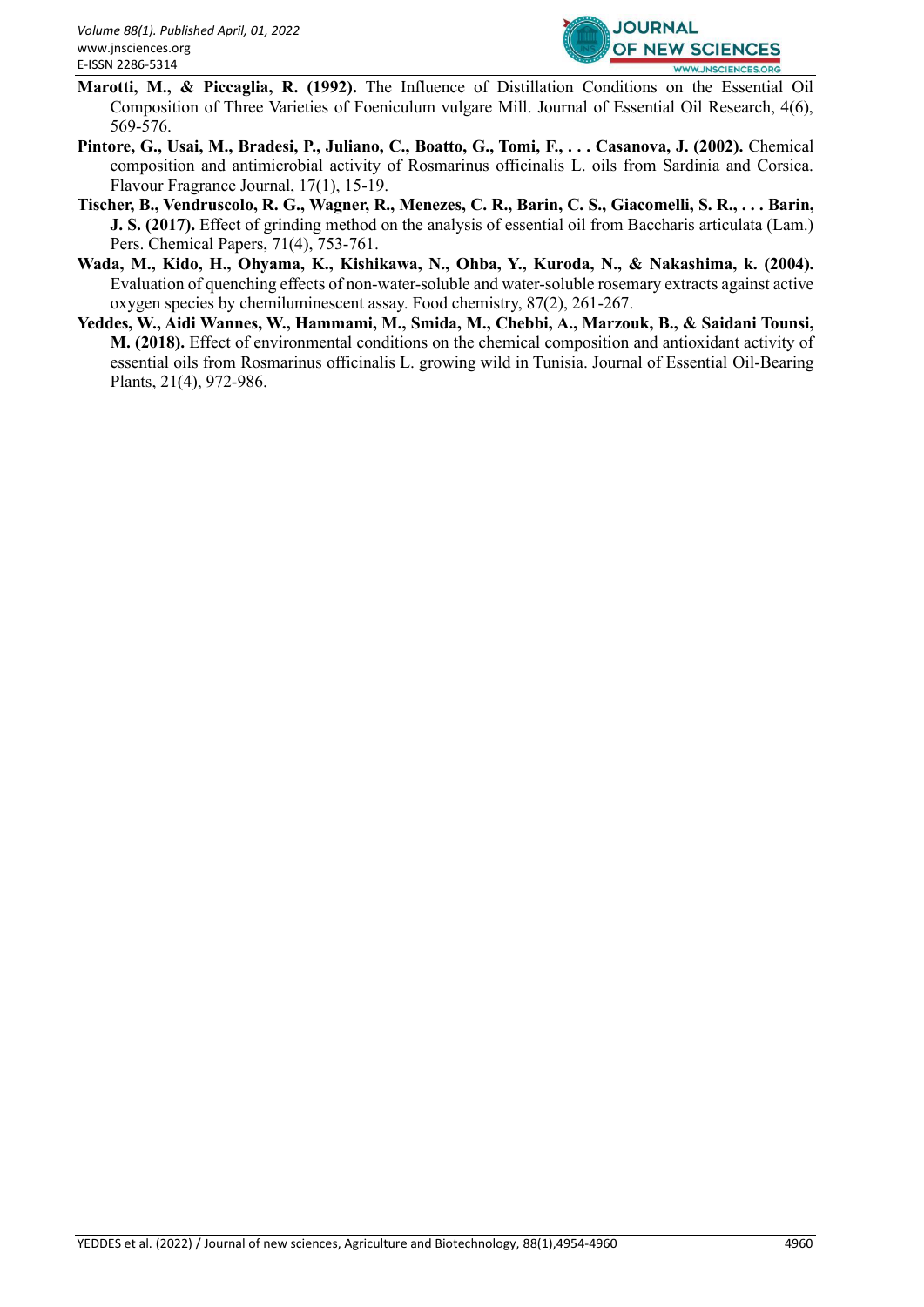**Marotti, M., & Piccaglia, R. (1992).** The Influence of Distillation Conditions on the Essential Oil Composition of Three Varieties of Foeniculum vulgare Mill. Journal of Essential Oil Research, 4(6), 569-576.

**Pintore, G., Usai, M., Bradesi, P., Juliano, C., Boatto, G., Tomi, F., . . . Casanova, J. (2002).** Chemical composition and antimicrobial activity of Rosmarinus officinalis L. oils from Sardinia and Corsica. Flavour Fragrance Journal, 17(1), 15-19.

**Tischer, B., Vendruscolo, R. G., Wagner, R., Menezes, C. R., Barin, C. S., Giacomelli, S. R., . . . Barin, J. S. (2017).** Effect of grinding method on the analysis of essential oil from Baccharis articulata (Lam.) Pers. Chemical Papers, 71(4), 753-761.

**Wada, M., Kido, H., Ohyama, K., Kishikawa, N., Ohba, Y., Kuroda, N., & Nakashima, k. (2004).** Evaluation of quenching effects of non-water-soluble and water-soluble rosemary extracts against active oxygen species by chemiluminescent assay. Food chemistry, 87(2), 261-267.

**Yeddes, W., Aidi Wannes, W., Hammami, M., Smida, M., Chebbi, A., Marzouk, B., & Saidani Tounsi, M. (2018).** Effect of environmental conditions on the chemical composition and antioxidant activity of essential oils from Rosmarinus officinalis L. growing wild in Tunisia. Journal of Essential Oil-Bearing Plants, 21(4), 972-986.